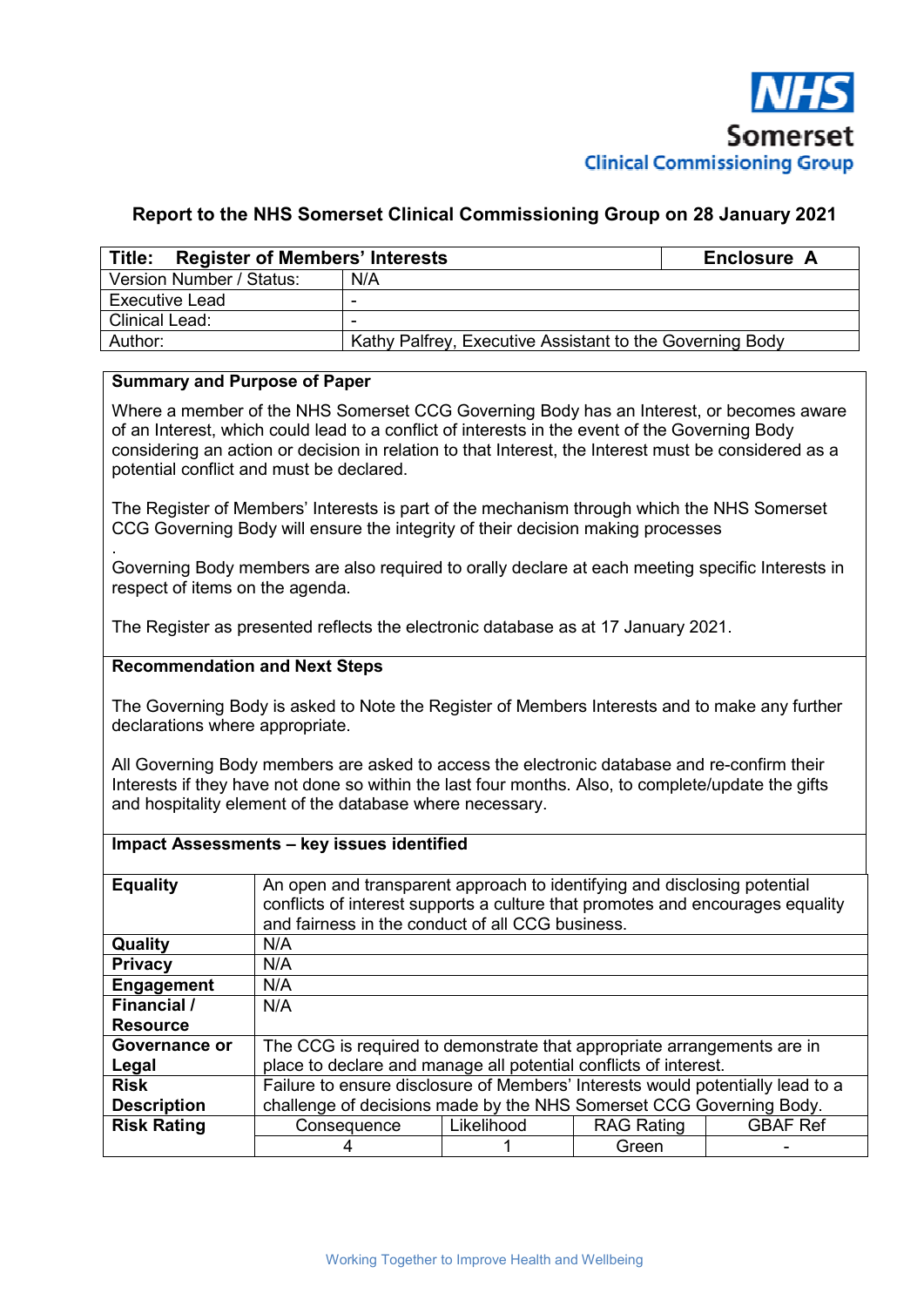NHS
Somerset
Clinical Commissioning Group

# Report to the NHS Somerset Clinical Commissioning Group on 28 January 2021

| **Title: Register of Members' Interests** | **Enclosure A** |
|---|---|
| Version Number / Status: | N/A |
| Executive Lead | - |
| Clinical Lead: | - |
| Author: | Kathy Palfrey, Executive Assistant to the Governing Body |

**Summary and Purpose of Paper**

Where a member of the NHS Somerset CCG Governing Body has an Interest, or becomes aware of an Interest, which could lead to a conflict of interests in the event of the Governing Body considering an action or decision in relation to that Interest, the Interest must be considered as a potential conflict and must be declared.

The Register of Members' Interests is part of the mechanism through which the NHS Somerset CCG Governing Body will ensure the integrity of their decision making processes
.
Governing Body members are also required to orally declare at each meeting specific Interests in respect of items on the agenda.

The Register as presented reflects the electronic database as at 17 January 2021.

**Recommendation and Next Steps**

The Governing Body is asked to Note the Register of Members Interests and to make any further declarations where appropriate.

All Governing Body members are asked to access the electronic database and re-confirm their Interests if they have not done so within the last four months. Also, to complete/update the gifts and hospitality element of the database where necessary.

**Impact Assessments – key issues identified**

| | | | | |
|---|---|---|---|---|
| **Equality** | An open and transparent approach to identifying and disclosing potential conflicts of interest supports a culture that promotes and encourages equality and fairness in the conduct of all CCG business. | | | |
| **Quality** | N/A | | | |
| **Privacy** | N/A | | | |
| **Engagement** | N/A | | | |
| **Financial / Resource** | N/A | | | |
| **Governance or Legal** | The CCG is required to demonstrate that appropriate arrangements are in place to declare and manage all potential conflicts of interest. | | | |
| **Risk Description** | Failure to ensure disclosure of Members' Interests would potentially lead to a challenge of decisions made by the NHS Somerset CCG Governing Body. | | | |
| **Risk Rating** | Consequence | Likelihood | RAG Rating | GBAF Ref |
| | 4 | 1 | Green | - |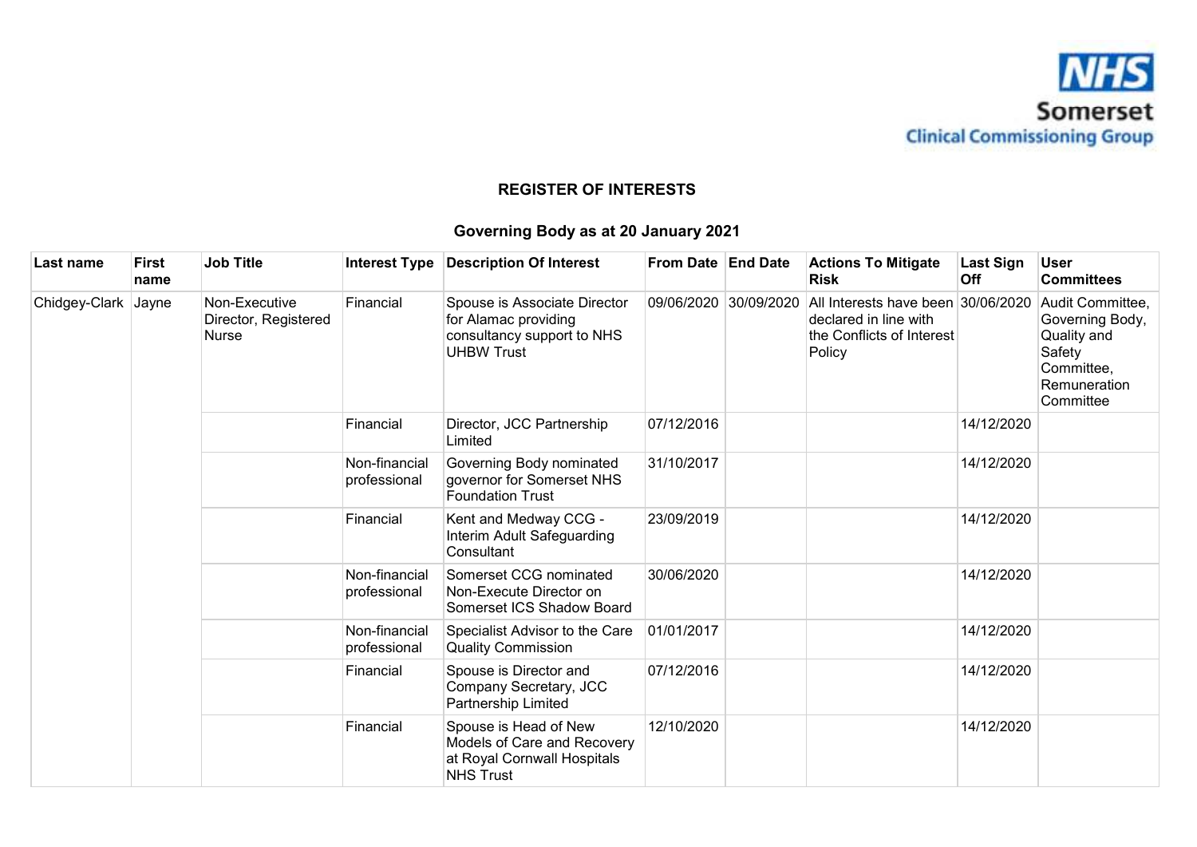## REGISTER OF INTERESTS

### Governing Body as at 20 January 2021

| Last name | First name | Job Title | Interest Type | Description Of Interest | From Date | End Date | Actions To Mitigate Risk | Last Sign Off | User Committees |
|---|---|---|---|---|---|---|---|---|---|
| Chidgey-Clark | Jayne | Non-Executive Director, Registered Nurse | Financial | Spouse is Associate Director for Alamac providing consultancy support to NHS UHBW Trust | 09/06/2020 | 30/09/2020 | All Interests have been declared in line with the Conflicts of Interest Policy | 30/06/2020 | Audit Committee, Governing Body, Quality and Safety Committee, Remuneration Committee |
| | | | Financial | Director, JCC Partnership Limited | 07/12/2016 | | | 14/12/2020 | |
| | | | Non-financial professional | Governing Body nominated governor for Somerset NHS Foundation Trust | 31/10/2017 | | | 14/12/2020 | |
| | | | Financial | Kent and Medway CCG - Interim Adult Safeguarding Consultant | 23/09/2019 | | | 14/12/2020 | |
| | | | Non-financial professional | Somerset CCG nominated Non-Execute Director on Somerset ICS Shadow Board | 30/06/2020 | | | 14/12/2020 | |
| | | | Non-financial professional | Specialist Advisor to the Care Quality Commission | 01/01/2017 | | | 14/12/2020 | |
| | | | Financial | Spouse is Director and Company Secretary, JCC Partnership Limited | 07/12/2016 | | | 14/12/2020 | |
| | | | Financial | Spouse is Head of New Models of Care and Recovery at Royal Cornwall Hospitals NHS Trust | 12/10/2020 | | | 14/12/2020 | |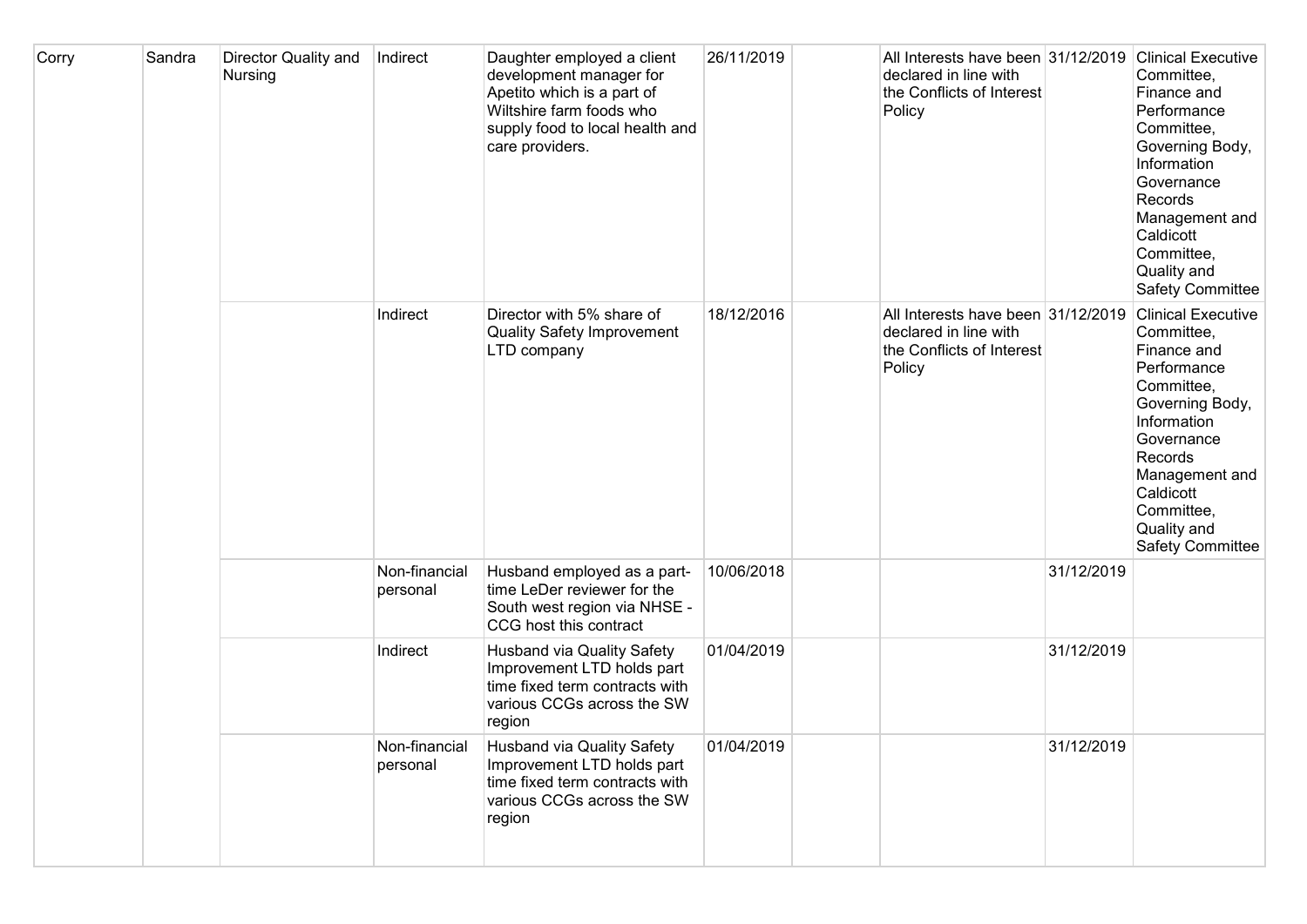| | | | | | | | | | |
|---|---|---|---|---|---|---|---|---|---|
| Corry | Sandra | Director Quality and Nursing | Indirect | Daughter employed a client development manager for Apetito which is a part of Wiltshire farm foods who supply food to local health and care providers. | 26/11/2019 | | All Interests have been declared in line with the Conflicts of Interest Policy | 31/12/2019 | Clinical Executive Committee, Finance and Performance Committee, Governing Body, Information Governance Records Management and Caldicott Committee, Quality and Safety Committee |
| | | | Indirect | Director with 5% share of Quality Safety Improvement LTD company | 18/12/2016 | | All Interests have been declared in line with the Conflicts of Interest Policy | 31/12/2019 | Clinical Executive Committee, Finance and Performance Committee, Governing Body, Information Governance Records Management and Caldicott Committee, Quality and Safety Committee |
| | | | Non-financial personal | Husband employed as a part-time LeDer reviewer for the South west region via NHSE - CCG host this contract | 10/06/2018 | | | 31/12/2019 | |
| | | | Indirect | Husband via Quality Safety Improvement LTD holds part time fixed term contracts with various CCGs across the SW region | 01/04/2019 | | | 31/12/2019 | |
| | | | Non-financial personal | Husband via Quality Safety Improvement LTD holds part time fixed term contracts with various CCGs across the SW region | 01/04/2019 | | | 31/12/2019 | |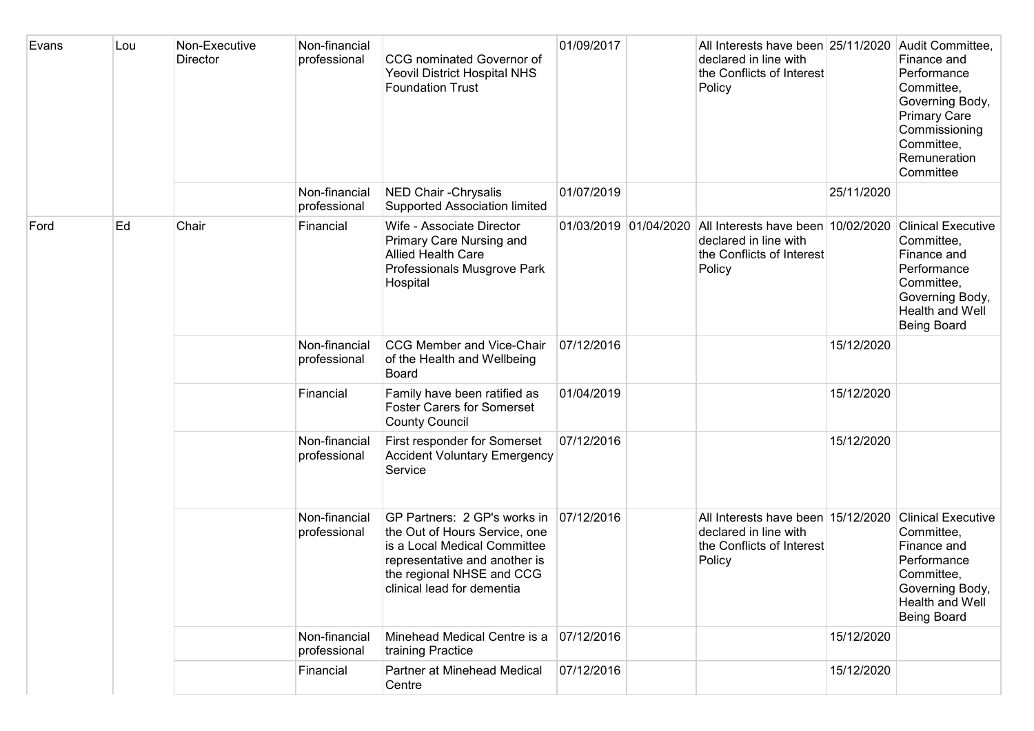| | | | | | | | | | |
|---|---|---|---|---|---|---|---|---|---|
| Evans | Lou | Non-Executive Director | Non-financial professional | CCG nominated Governor of Yeovil District Hospital NHS Foundation Trust | 01/09/2017 | | All Interests have been declared in line with the Conflicts of Interest Policy | 25/11/2020 | Audit Committee, Finance and Performance Committee, Governing Body, Primary Care Commissioning Committee, Remuneration Committee |
| | | | Non-financial professional | NED Chair -Chrysalis Supported Association limited | 01/07/2019 | | | 25/11/2020 | |
| Ford | Ed | Chair | Financial | Wife - Associate Director Primary Care Nursing and Allied Health Care Professionals Musgrove Park Hospital | 01/03/2019 | 01/04/2020 | All Interests have been declared in line with the Conflicts of Interest Policy | 10/02/2020 | Clinical Executive Committee, Finance and Performance Committee, Governing Body, Health and Well Being Board |
| | | | Non-financial professional | CCG Member and Vice-Chair of the Health and Wellbeing Board | 07/12/2016 | | | 15/12/2020 | |
| | | | Financial | Family have been ratified as Foster Carers for Somerset County Council | 01/04/2019 | | | 15/12/2020 | |
| | | | Non-financial professional | First responder for Somerset Accident Voluntary Emergency Service | 07/12/2016 | | | 15/12/2020 | |
| | | | Non-financial professional | GP Partners: 2 GP's works in the Out of Hours Service, one is a Local Medical Committee representative and another is the regional NHSE and CCG clinical lead for dementia | 07/12/2016 | | All Interests have been declared in line with the Conflicts of Interest Policy | 15/12/2020 | Clinical Executive Committee, Finance and Performance Committee, Governing Body, Health and Well Being Board |
| | | | Non-financial professional | Minehead Medical Centre is a training Practice | 07/12/2016 | | | 15/12/2020 | |
| | | | Financial | Partner at Minehead Medical Centre | 07/12/2016 | | | 15/12/2020 | |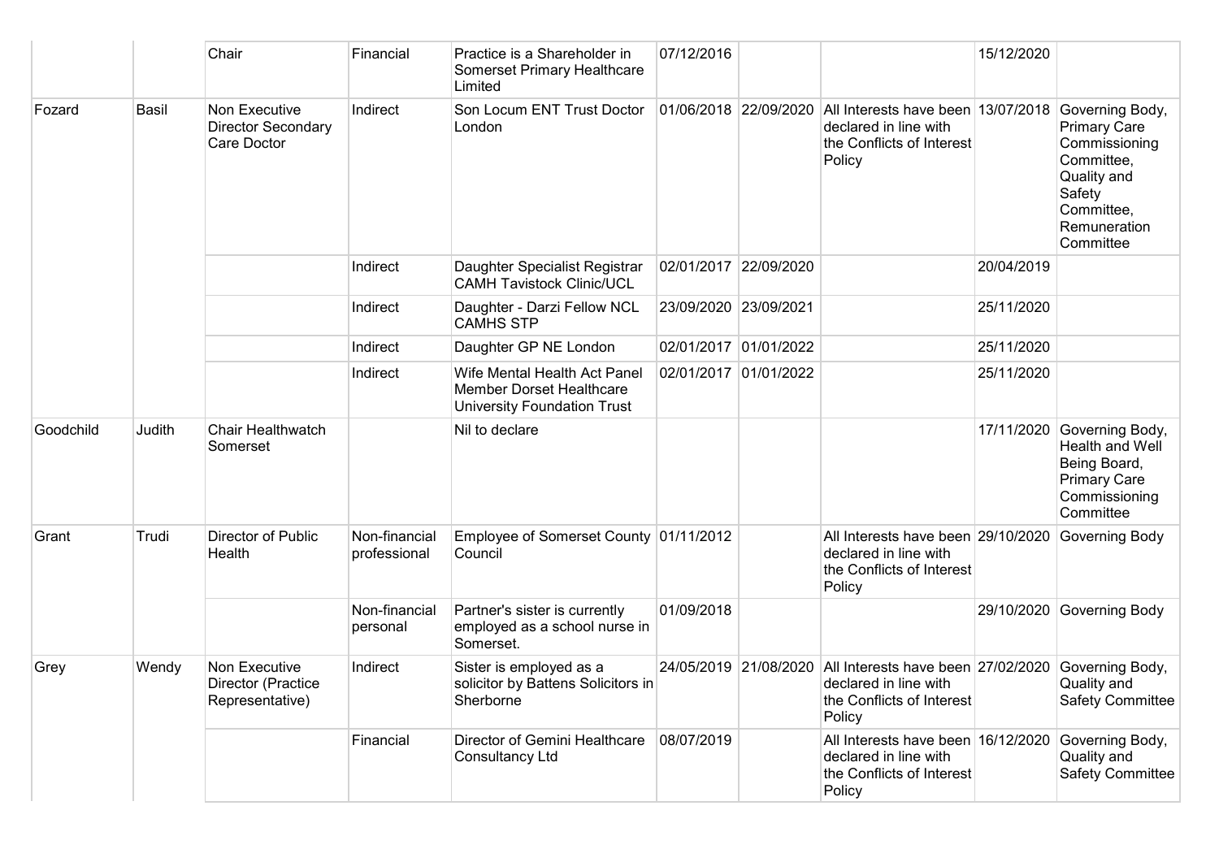| | | Chair | Financial | Practice is a Shareholder in Somerset Primary Healthcare Limited | 07/12/2016 | | | 15/12/2020 | |
|---|---|---|---|---|---|---|---|---|---|
| Fozard | Basil | Non Executive Director Secondary Care Doctor | Indirect | Son Locum ENT Trust Doctor London | 01/06/2018 | 22/09/2020 | All Interests have been declared in line with the Conflicts of Interest Policy | 13/07/2018 | Governing Body, Primary Care Commissioning Committee, Quality and Safety Committee, Remuneration Committee |
| | | | Indirect | Daughter Specialist Registrar CAMH Tavistock Clinic/UCL | 02/01/2017 | 22/09/2020 | | 20/04/2019 | |
| | | | Indirect | Daughter - Darzi Fellow NCL CAMHS STP | 23/09/2020 | 23/09/2021 | | 25/11/2020 | |
| | | | Indirect | Daughter GP NE London | 02/01/2017 | 01/01/2022 | | 25/11/2020 | |
| | | | Indirect | Wife Mental Health Act Panel Member Dorset Healthcare University Foundation Trust | 02/01/2017 | 01/01/2022 | | 25/11/2020 | |
| Goodchild | Judith | Chair Healthwatch Somerset | | Nil to declare | | | | 17/11/2020 | Governing Body, Health and Well Being Board, Primary Care Commissioning Committee |
| Grant | Trudi | Director of Public Health | Non-financial professional | Employee of Somerset County Council | 01/11/2012 | | All Interests have been declared in line with the Conflicts of Interest Policy | 29/10/2020 | Governing Body |
| | | | Non-financial personal | Partner's sister is currently employed as a school nurse in Somerset. | 01/09/2018 | | | 29/10/2020 | Governing Body |
| Grey | Wendy | Non Executive Director (Practice Representative) | Indirect | Sister is employed as a solicitor by Battens Solicitors in Sherborne | 24/05/2019 | 21/08/2020 | All Interests have been declared in line with the Conflicts of Interest Policy | 27/02/2020 | Governing Body, Quality and Safety Committee |
| | | | Financial | Director of Gemini Healthcare Consultancy Ltd | 08/07/2019 | | All Interests have been declared in line with the Conflicts of Interest Policy | 16/12/2020 | Governing Body, Quality and Safety Committee |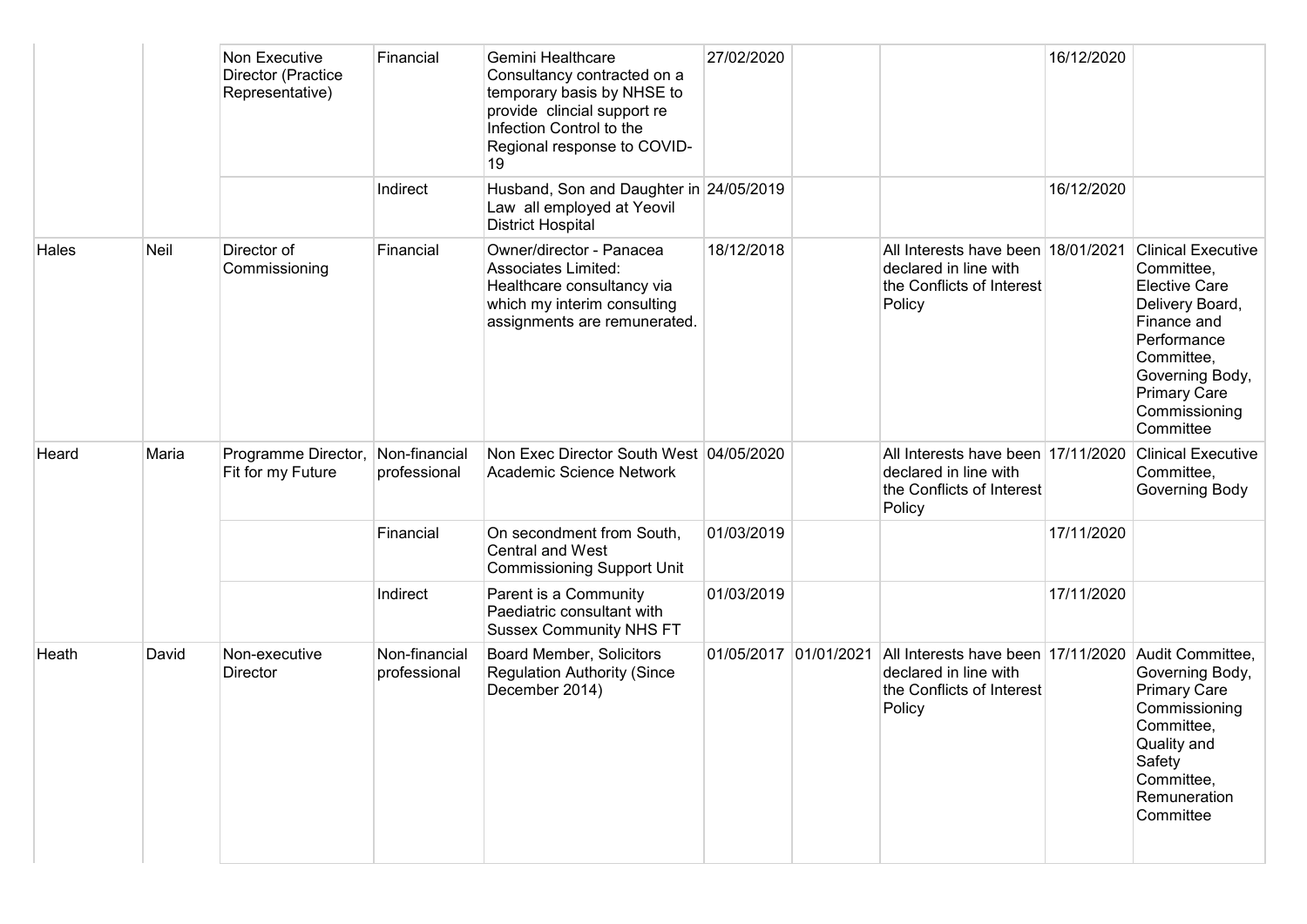| | | | | | | | | | |
|---|---|---|---|---|---|---|---|---|---|
| | | Non Executive Director (Practice Representative) | Financial | Gemini Healthcare Consultancy contracted on a temporary basis by NHSE to provide clincial support re Infection Control to the Regional response to COVID-19 | 27/02/2020 | | | 16/12/2020 | |
| | | | Indirect | Husband, Son and Daughter in Law all employed at Yeovil District Hospital | 24/05/2019 | | | 16/12/2020 | |
| Hales | Neil | Director of Commissioning | Financial | Owner/director - Panacea Associates Limited: Healthcare consultancy via which my interim consulting assignments are remunerated. | 18/12/2018 | | All Interests have been declared in line with the Conflicts of Interest Policy | 18/01/2021 | Clinical Executive Committee, Elective Care Delivery Board, Finance and Performance Committee, Governing Body, Primary Care Commissioning Committee |
| Heard | Maria | Programme Director, Fit for my Future | Non-financial professional | Non Exec Director South West Academic Science Network | 04/05/2020 | | All Interests have been declared in line with the Conflicts of Interest Policy | 17/11/2020 | Clinical Executive Committee, Governing Body |
| | | | Financial | On secondment from South, Central and West Commissioning Support Unit | 01/03/2019 | | | 17/11/2020 | |
| | | | Indirect | Parent is a Community Paediatric consultant with Sussex Community NHS FT | 01/03/2019 | | | 17/11/2020 | |
| Heath | David | Non-executive Director | Non-financial professional | Board Member, Solicitors Regulation Authority (Since December 2014) | 01/05/2017 | 01/01/2021 | All Interests have been declared in line with the Conflicts of Interest Policy | 17/11/2020 | Audit Committee, Governing Body, Primary Care Commissioning Committee, Quality and Safety Committee, Remuneration Committee |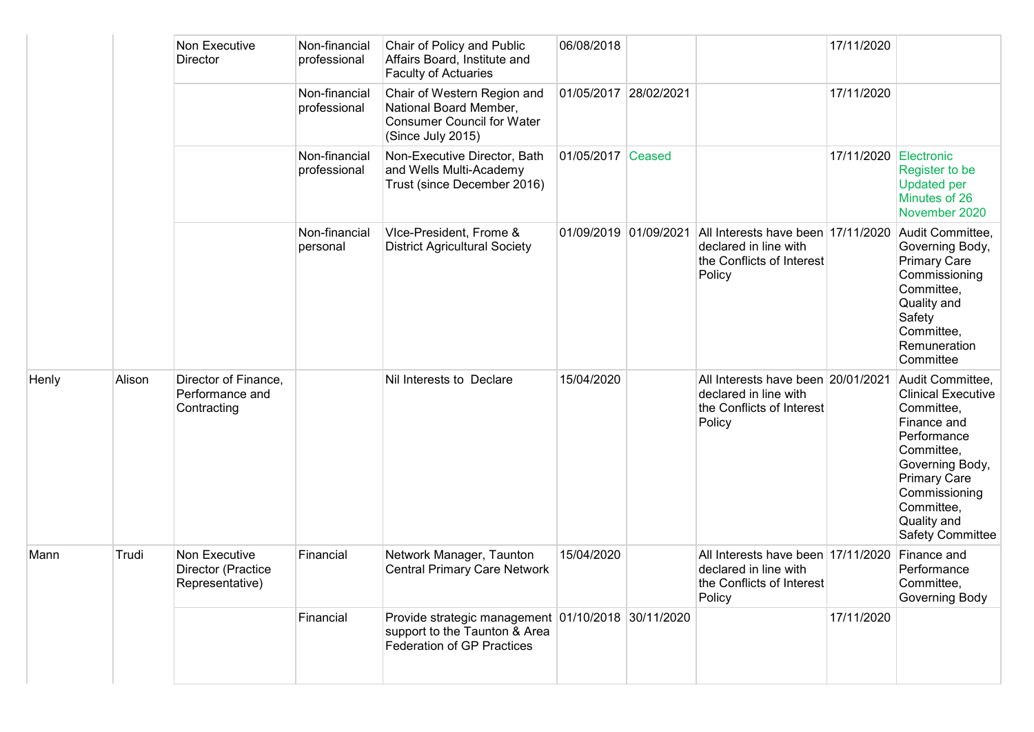| | | Non Executive Director | Non-financial professional | Chair of Policy and Public Affairs Board, Institute and Faculty of Actuaries | 06/08/2018 | | | 17/11/2020 | |
|---|---|---|---|---|---|---|---|---|---|
| | | | Non-financial professional | Chair of Western Region and National Board Member, Consumer Council for Water (Since July 2015) | 01/05/2017 | 28/02/2021 | | 17/11/2020 | |
| | | | Non-financial professional | Non-Executive Director, Bath and Wells Multi-Academy Trust (since December 2016) | 01/05/2017 | Ceased | | 17/11/2020 | Electronic Register to be Updated per Minutes of 26 November 2020 |
| | | | Non-financial personal | VIce-President, Frome & District Agricultural Society | 01/09/2019 | 01/09/2021 | All Interests have been declared in line with the Conflicts of Interest Policy | 17/11/2020 | Audit Committee, Governing Body, Primary Care Commissioning Committee, Quality and Safety Committee, Remuneration Committee |
| Henly | Alison | Director of Finance, Performance and Contracting | | Nil Interests to Declare | 15/04/2020 | | All Interests have been declared in line with the Conflicts of Interest Policy | 20/01/2021 | Audit Committee, Clinical Executive Committee, Finance and Performance Committee, Governing Body, Primary Care Commissioning Committee, Quality and Safety Committee |
| Mann | Trudi | Non Executive Director (Practice Representative) | Financial | Network Manager, Taunton Central Primary Care Network | 15/04/2020 | | All Interests have been declared in line with the Conflicts of Interest Policy | 17/11/2020 | Finance and Performance Committee, Governing Body |
| | | | Financial | Provide strategic management support to the Taunton & Area Federation of GP Practices | 01/10/2018 | 30/11/2020 | | 17/11/2020 | |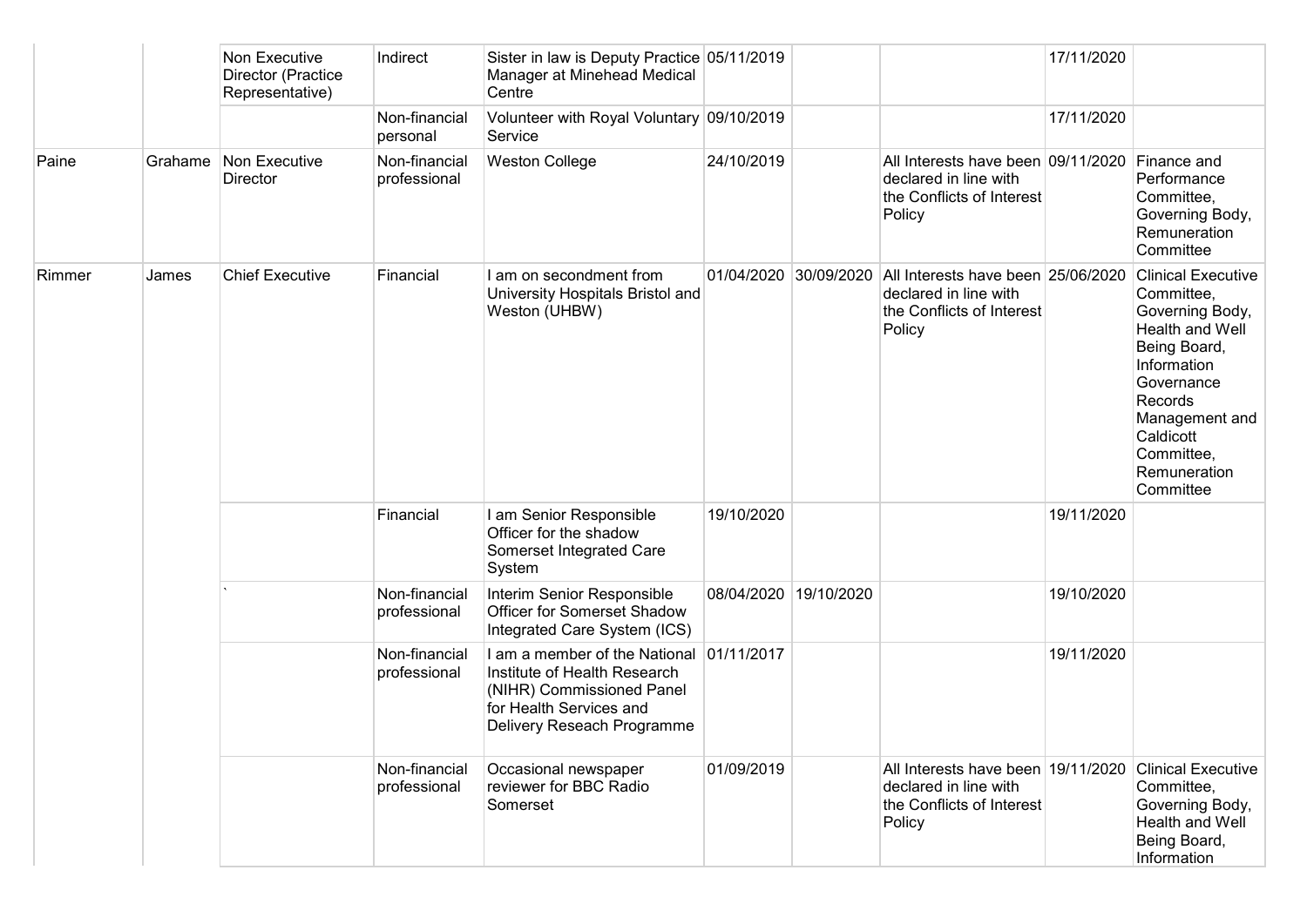| | | | | | | | | | |
|---|---|---|---|---|---|---|---|---|---|
| | | Non Executive Director (Practice Representative) | Indirect | Sister in law is Deputy Practice Manager at Minehead Medical Centre | 05/11/2019 | | | 17/11/2020 | |
| | | | Non-financial personal | Volunteer with Royal Voluntary Service | 09/10/2019 | | | 17/11/2020 | |
| Paine | Grahame | Non Executive Director | Non-financial professional | Weston College | 24/10/2019 | | All Interests have been declared in line with the Conflicts of Interest Policy | 09/11/2020 | Finance and Performance Committee, Governing Body, Remuneration Committee |
| Rimmer | James | Chief Executive | Financial | I am on secondment from University Hospitals Bristol and Weston (UHBW) | 01/04/2020 | 30/09/2020 | All Interests have been declared in line with the Conflicts of Interest Policy | 25/06/2020 | Clinical Executive Committee, Governing Body, Health and Well Being Board, Information Governance Records Management and Caldicott Committee, Remuneration Committee |
| | | | Financial | I am Senior Responsible Officer for the shadow Somerset Integrated Care System | 19/10/2020 | | | 19/11/2020 | |
| | | ` | Non-financial professional | Interim Senior Responsible Officer for Somerset Shadow Integrated Care System (ICS) | 08/04/2020 | 19/10/2020 | | 19/10/2020 | |
| | | | Non-financial professional | I am a member of the National Institute of Health Research (NIHR) Commissioned Panel for Health Services and Delivery Reseach Programme | 01/11/2017 | | | 19/11/2020 | |
| | | | Non-financial professional | Occasional newspaper reviewer for BBC Radio Somerset | 01/09/2019 | | All Interests have been declared in line with the Conflicts of Interest Policy | 19/11/2020 | Clinical Executive Committee, Governing Body, Health and Well Being Board, Information |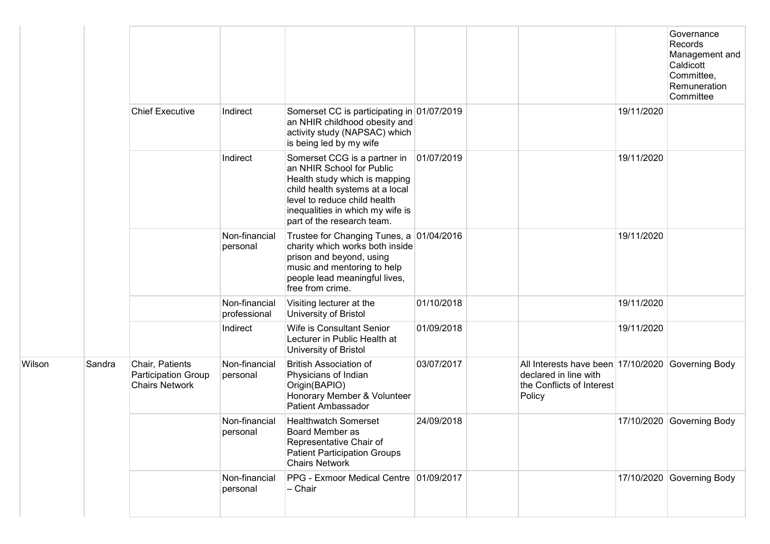| | | | | | | | | | |
|---|---|---|---|---|---|---|---|---|---|
| | | | | | | | | | Governance Records Management and Caldicott Committee, Remuneration Committee |
| | | Chief Executive | Indirect | Somerset CC is participating in an NHIR childhood obesity and activity study (NAPSAC) which is being led by my wife | 01/07/2019 | | | 19/11/2020 | |
| | | | Indirect | Somerset CCG is a partner in an NHIR School for Public Health study which is mapping child health systems at a local level to reduce child health inequalities in which my wife is part of the research team. | 01/07/2019 | | | 19/11/2020 | |
| | | | Non-financial personal | Trustee for Changing Tunes, a charity which works both inside prison and beyond, using music and mentoring to help people lead meaningful lives, free from crime. | 01/04/2016 | | | 19/11/2020 | |
| | | | Non-financial professional | Visiting lecturer at the University of Bristol | 01/10/2018 | | | 19/11/2020 | |
| | | | Indirect | Wife is Consultant Senior Lecturer in Public Health at University of Bristol | 01/09/2018 | | | 19/11/2020 | |
| Wilson | Sandra | Chair, Patients Participation Group Chairs Network | Non-financial personal | British Association of Physicians of Indian Origin(BAPIO) Honorary Member & Volunteer Patient Ambassador | 03/07/2017 | | All Interests have been declared in line with the Conflicts of Interest Policy | 17/10/2020 | Governing Body |
| | | | Non-financial personal | Healthwatch Somerset Board Member as Representative Chair of Patient Participation Groups Chairs Network | 24/09/2018 | | | 17/10/2020 | Governing Body |
| | | | Non-financial personal | PPG - Exmoor Medical Centre – Chair | 01/09/2017 | | | 17/10/2020 | Governing Body |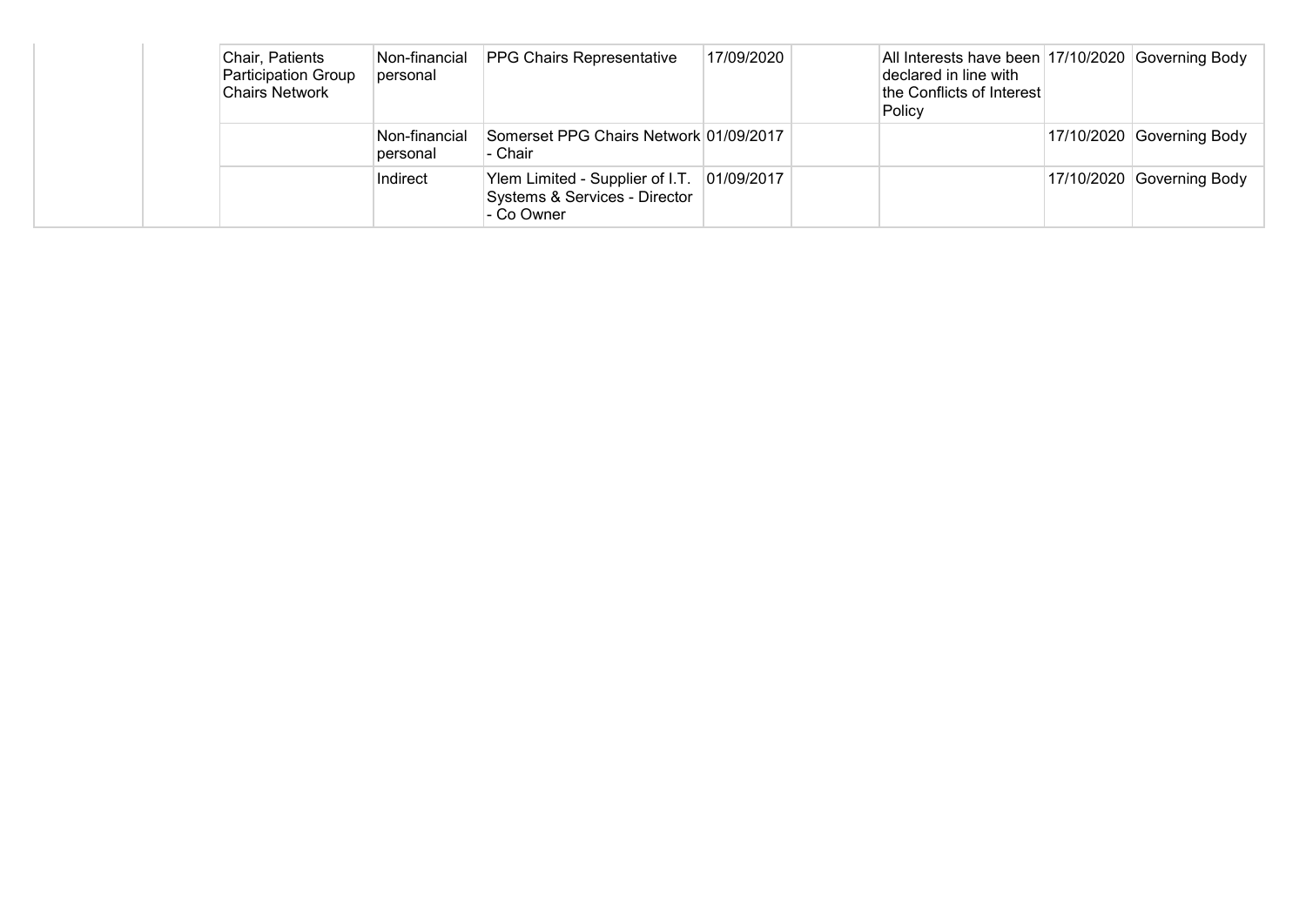| | | | | | | | | | |
|---|---|---|---|---|---|---|---|---|---|
| | | Chair, Patients Participation Group Chairs Network | Non-financial personal | PPG Chairs Representative | 17/09/2020 | | All Interests have been declared in line with the Conflicts of Interest Policy | 17/10/2020 | Governing Body |
| | | | Non-financial personal | Somerset PPG Chairs Network - Chair | 01/09/2017 | | | 17/10/2020 | Governing Body |
| | | | Indirect | Ylem Limited - Supplier of I.T. Systems & Services - Director - Co Owner | 01/09/2017 | | | 17/10/2020 | Governing Body |